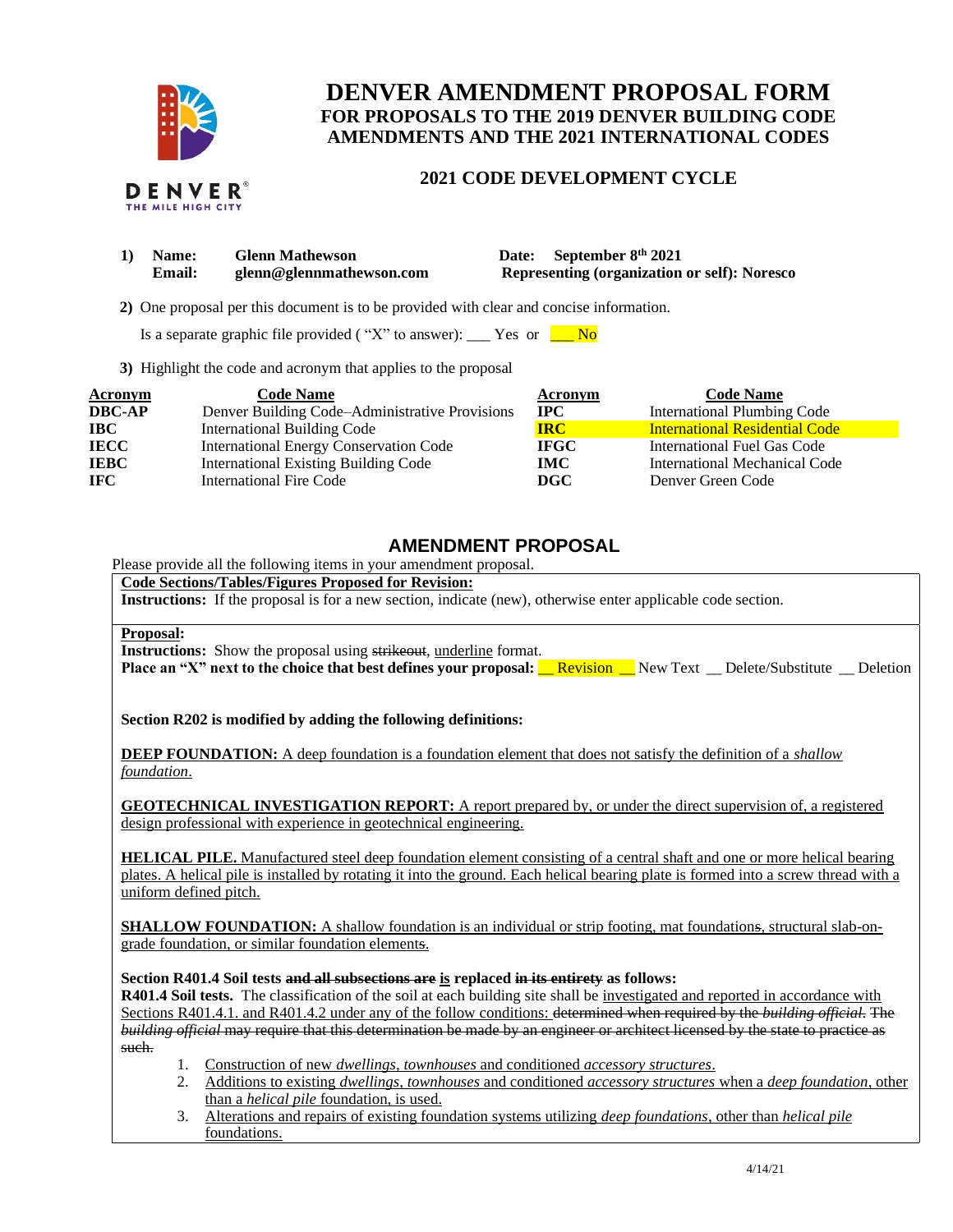# DENVER AMENDMENT PROPOSAL FORM

## FOR PROPOSALS TO THE 2019 DENVER BUILDING CODE AMENDMENTS AND THE 2021 INTERNATIONAL CODES

### 2021 CODE DEVELOPMENT CYCLE

**1) Name:** **Glenn Mathewson** **Date:** **September 8th 2021**
**Email:** **glenn@glennmathewson.com** **Representing (organization or self): Noresco**

**2)** One proposal per this document is to be provided with clear and concise information.

Is a separate graphic file provided ( "X" to answer): ___ Yes or ___ No

**3)** Highlight the code and acronym that applies to the proposal

| Acronym | Code Name | Acronym | Code Name |
|---|---|---|---|
| **DBC-AP** | Denver Building Code–Administrative Provisions | **IPC** | International Plumbing Code |
| **IBC** | International Building Code | **IRC** | International Residential Code |
| **IECC** | International Energy Conservation Code | **IFGC** | International Fuel Gas Code |
| **IEBC** | International Existing Building Code | **IMC** | International Mechanical Code |
| **IFC** | International Fire Code | **DGC** | Denver Green Code |

## AMENDMENT PROPOSAL

Please provide all the following items in your amendment proposal.

**Code Sections/Tables/Figures Proposed for Revision:**

**Instructions:** If the proposal is for a new section, indicate (new), otherwise enter applicable code section.

**Proposal:**

**Instructions:** Show the proposal using ~~strikeout~~, <u>underline</u> format.

**Place an "X" next to the choice that best defines your proposal:** __ Revision __ New Text __ Delete/Substitute __ Deletion

**Section R202 is modified by adding the following definitions:**

<u>**DEEP FOUNDATION:** A deep foundation is a foundation element that does not satisfy the definition of a *shallow foundation*.</u>

<u>**GEOTECHNICAL INVESTIGATION REPORT:** A report prepared by, or under the direct supervision of, a registered design professional with experience in geotechnical engineering.</u>

<u>**HELICAL PILE.** Manufactured steel deep foundation element consisting of a central shaft and one or more helical bearing plates. A helical pile is installed by rotating it into the ground. Each helical bearing plate is formed into a screw thread with a uniform defined pitch.</u>

<u>**SHALLOW FOUNDATION:** A shallow foundation is an individual or strip footing, mat foundation~~s~~, structural slab-on-grade foundation, or similar foundation element~~s~~.</u>

**Section R401.4 Soil tests ~~and all subsections are~~ <u>is</u> replaced ~~in its entirety~~ as follows:**

**R401.4 Soil tests.** The classification of the soil at each building site shall be <u>investigated and reported in accordance with Sections R401.4.1. and R401.4.2 under any of the follow conditions:</u> ~~determined when required by the *building official*. The *building official* may require that this determination be made by an engineer or architect licensed by the state to practice as such.~~

1. <u>Construction of new *dwellings*, *townhouses* and conditioned *accessory structures*.</u>
2. <u>Additions to existing *dwellings*, *townhouses* and conditioned *accessory structures* when a *deep foundation*, other than a *helical pile* foundation, is used.</u>
3. <u>Alterations and repairs of existing foundation systems utilizing *deep foundations*, other than *helical pile* foundations.</u>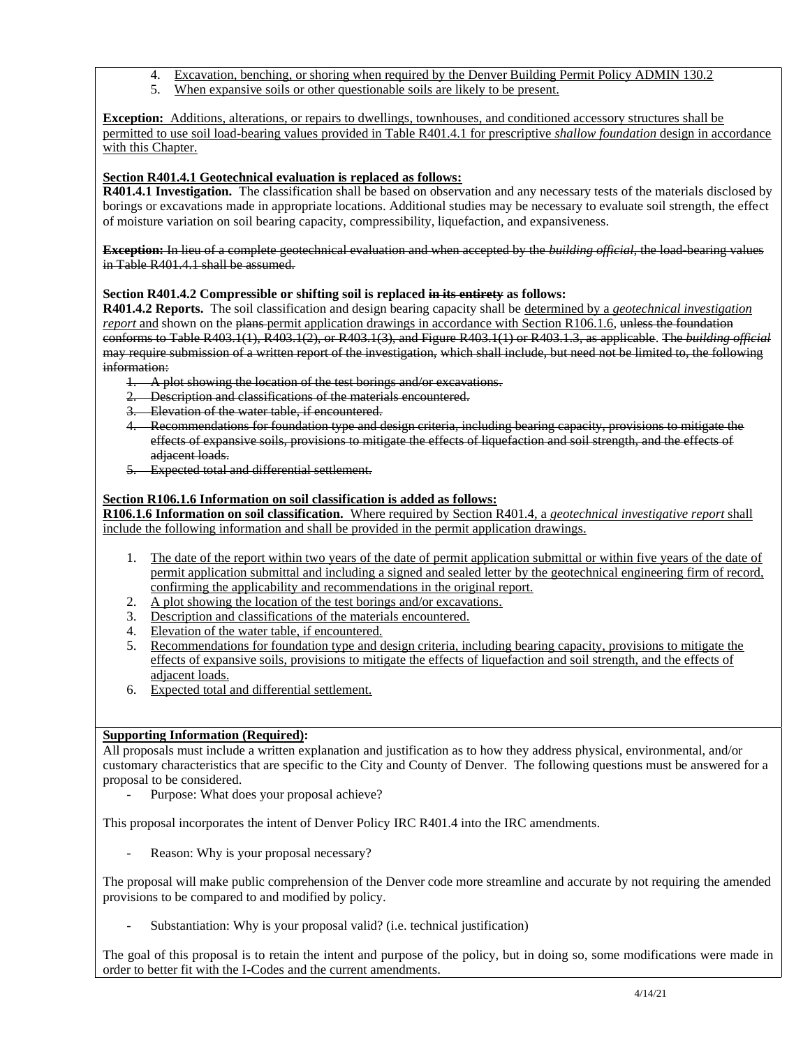4. Excavation, benching, or shoring when required by the Denver Building Permit Policy ADMIN 130.2
5. When expansive soils or other questionable soils are likely to be present.

**Exception:** Additions, alterations, or repairs to dwellings, townhouses, and conditioned accessory structures shall be permitted to use soil load-bearing values provided in Table R401.4.1 for prescriptive *shallow foundation* design in accordance with this Chapter.

**Section R401.4.1 Geotechnical evaluation is replaced as follows:**

**R401.4.1 Investigation.** The classification shall be based on observation and any necessary tests of the materials disclosed by borings or excavations made in appropriate locations. Additional studies may be necessary to evaluate soil strength, the effect of moisture variation on soil bearing capacity, compressibility, liquefaction, and expansiveness.

~~**Exception:** In lieu of a complete geotechnical evaluation and when accepted by the *building official*, the load-bearing values in Table R401.4.1 shall be assumed.~~

**Section R401.4.2 Compressible or shifting soil is replaced ~~in its entirety~~ as follows:**

**R401.4.2 Reports.** The soil classification and design bearing capacity shall be determined by a *geotechnical investigation report* and shown on the ~~plans~~ permit application drawings in accordance with Section R106.1.6, ~~unless the foundation conforms to Table R403.1(1), R403.1(2), or R403.1(3), and Figure R403.1(1) or R403.1.3, as applicable. The *building official* may require submission of a written report of the investigation, which shall include, but need not be limited to, the following information:~~

1. ~~A plot showing the location of the test borings and/or excavations.~~
2. ~~Description and classifications of the materials encountered.~~
3. ~~Elevation of the water table, if encountered.~~
4. ~~Recommendations for foundation type and design criteria, including bearing capacity, provisions to mitigate the effects of expansive soils, provisions to mitigate the effects of liquefaction and soil strength, and the effects of adjacent loads.~~
5. ~~Expected total and differential settlement.~~

**Section R106.1.6 Information on soil classification is added as follows:**

**R106.1.6 Information on soil classification.** Where required by Section R401.4, a *geotechnical investigative report* shall include the following information and shall be provided in the permit application drawings.

1. The date of the report within two years of the date of permit application submittal or within five years of the date of permit application submittal and including a signed and sealed letter by the geotechnical engineering firm of record, confirming the applicability and recommendations in the original report.
2. A plot showing the location of the test borings and/or excavations.
3. Description and classifications of the materials encountered.
4. Elevation of the water table, if encountered.
5. Recommendations for foundation type and design criteria, including bearing capacity, provisions to mitigate the effects of expansive soils, provisions to mitigate the effects of liquefaction and soil strength, and the effects of adjacent loads.
6. Expected total and differential settlement.

**Supporting Information (Required):**

All proposals must include a written explanation and justification as to how they address physical, environmental, and/or customary characteristics that are specific to the City and County of Denver. The following questions must be answered for a proposal to be considered.

- Purpose: What does your proposal achieve?

This proposal incorporates the intent of Denver Policy IRC R401.4 into the IRC amendments.

- Reason: Why is your proposal necessary?

The proposal will make public comprehension of the Denver code more streamline and accurate by not requiring the amended provisions to be compared to and modified by policy.

- Substantiation: Why is your proposal valid? (i.e. technical justification)

The goal of this proposal is to retain the intent and purpose of the policy, but in doing so, some modifications were made in order to better fit with the I-Codes and the current amendments.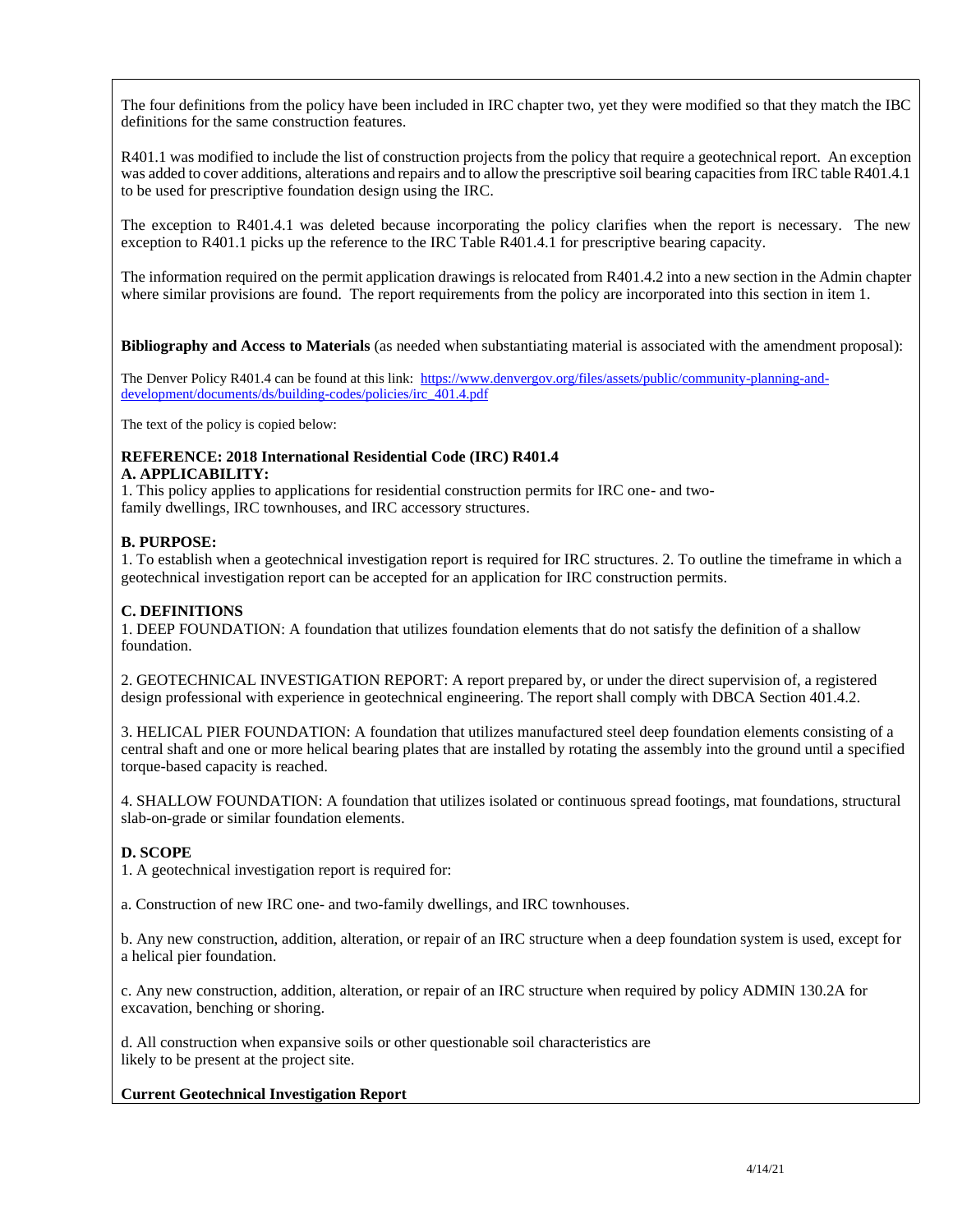The four definitions from the policy have been included in IRC chapter two, yet they were modified so that they match the IBC definitions for the same construction features.

R401.1 was modified to include the list of construction projects from the policy that require a geotechnical report. An exception was added to cover additions, alterations and repairs and to allow the prescriptive soil bearing capacities from IRC table R401.4.1 to be used for prescriptive foundation design using the IRC.

The exception to R401.4.1 was deleted because incorporating the policy clarifies when the report is necessary. The new exception to R401.1 picks up the reference to the IRC Table R401.4.1 for prescriptive bearing capacity.

The information required on the permit application drawings is relocated from R401.4.2 into a new section in the Admin chapter where similar provisions are found. The report requirements from the policy are incorporated into this section in item 1.

**Bibliography and Access to Materials** (as needed when substantiating material is associated with the amendment proposal):

The Denver Policy R401.4 can be found at this link: [https://www.denvergov.org/files/assets/public/community-planning-and-development/documents/ds/building-codes/policies/irc_401.4.pdf](https://www.denvergov.org/files/assets/public/community-planning-and-development/documents/ds/building-codes/policies/irc_401.4.pdf)

The text of the policy is copied below:

**REFERENCE: 2018 International Residential Code (IRC) R401.4**
**A. APPLICABILITY:**
1. This policy applies to applications for residential construction permits for IRC one- and two-family dwellings, IRC townhouses, and IRC accessory structures.

**B. PURPOSE:**
1. To establish when a geotechnical investigation report is required for IRC structures. 2. To outline the timeframe in which a geotechnical investigation report can be accepted for an application for IRC construction permits.

**C. DEFINITIONS**
1. DEEP FOUNDATION: A foundation that utilizes foundation elements that do not satisfy the definition of a shallow foundation.

2. GEOTECHNICAL INVESTIGATION REPORT: A report prepared by, or under the direct supervision of, a registered design professional with experience in geotechnical engineering. The report shall comply with DBCA Section 401.4.2.

3. HELICAL PIER FOUNDATION: A foundation that utilizes manufactured steel deep foundation elements consisting of a central shaft and one or more helical bearing plates that are installed by rotating the assembly into the ground until a specified torque-based capacity is reached.

4. SHALLOW FOUNDATION: A foundation that utilizes isolated or continuous spread footings, mat foundations, structural slab-on-grade or similar foundation elements.

**D. SCOPE**
1. A geotechnical investigation report is required for:

a. Construction of new IRC one- and two-family dwellings, and IRC townhouses.

b. Any new construction, addition, alteration, or repair of an IRC structure when a deep foundation system is used, except for a helical pier foundation.

c. Any new construction, addition, alteration, or repair of an IRC structure when required by policy ADMIN 130.2A for excavation, benching or shoring.

d. All construction when expansive soils or other questionable soil characteristics are likely to be present at the project site.

**Current Geotechnical Investigation Report**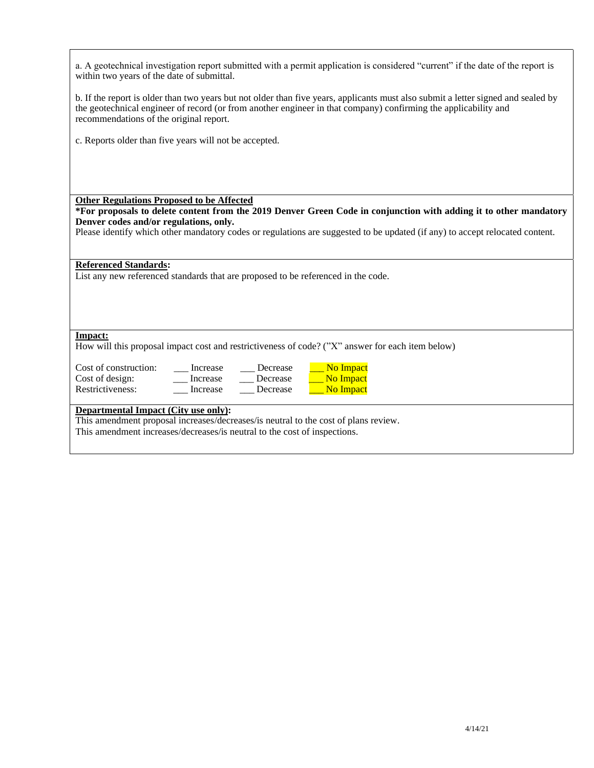a. A geotechnical investigation report submitted with a permit application is considered "current" if the date of the report is within two years of the date of submittal.

b. If the report is older than two years but not older than five years, applicants must also submit a letter signed and sealed by the geotechnical engineer of record (or from another engineer in that company) confirming the applicability and recommendations of the original report.

c. Reports older than five years will not be accepted.

**Other Regulations Proposed to be Affected**

**\*For proposals to delete content from the 2019 Denver Green Code in conjunction with adding it to other mandatory Denver codes and/or regulations, only.**

Please identify which other mandatory codes or regulations are suggested to be updated (if any) to accept relocated content.

**Referenced Standards:**

List any new referenced standards that are proposed to be referenced in the code.

**Impact:**

How will this proposal impact cost and restrictiveness of code? ("X" answer for each item below)

| | | | |
|---|---|---|---|
| Cost of construction: | ___ Increase | ___ Decrease | ___ No Impact |
| Cost of design: | ___ Increase | ___ Decrease | ___ No Impact |
| Restrictiveness: | ___ Increase | ___ Decrease | ___ No Impact |

**Departmental Impact (City use only):**

This amendment proposal increases/decreases/is neutral to the cost of plans review.

This amendment increases/decreases/is neutral to the cost of inspections.